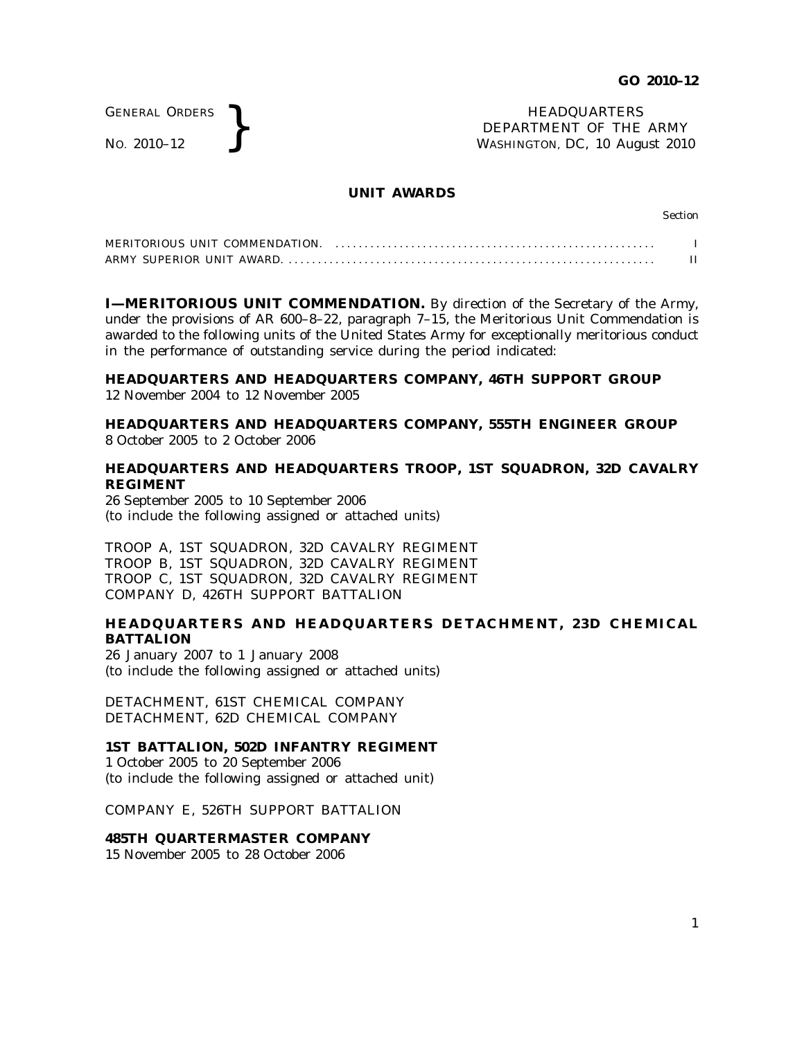GENERAL ORDERS
NO. 2010–12

HEADQUARTERS
DEPARTMENT OF THE ARMY
WASHINGTON, DC, 10 August 2010

# UNIT AWARDS

| | Section |
|---|---|
| MERITORIOUS UNIT COMMENDATION. | I |
| ARMY SUPERIOR UNIT AWARD. | II |

**I—MERITORIOUS UNIT COMMENDATION.** By direction of the Secretary of the Army, under the provisions of AR 600–8–22, paragraph 7–15, the Meritorious Unit Commendation is awarded to the following units of the United States Army for exceptionally meritorious conduct in the performance of outstanding service during the period indicated:

**HEADQUARTERS AND HEADQUARTERS COMPANY, 46TH SUPPORT GROUP**
12 November 2004 to 12 November 2005

**HEADQUARTERS AND HEADQUARTERS COMPANY, 555TH ENGINEER GROUP**
8 October 2005 to 2 October 2006

**HEADQUARTERS AND HEADQUARTERS TROOP, 1ST SQUADRON, 32D CAVALRY REGIMENT**
26 September 2005 to 10 September 2006
(to include the following assigned or attached units)

TROOP A, 1ST SQUADRON, 32D CAVALRY REGIMENT
TROOP B, 1ST SQUADRON, 32D CAVALRY REGIMENT
TROOP C, 1ST SQUADRON, 32D CAVALRY REGIMENT
COMPANY D, 426TH SUPPORT BATTALION

**HEADQUARTERS AND HEADQUARTERS DETACHMENT, 23D CHEMICAL BATTALION**
26 January 2007 to 1 January 2008
(to include the following assigned or attached units)

DETACHMENT, 61ST CHEMICAL COMPANY
DETACHMENT, 62D CHEMICAL COMPANY

**1ST BATTALION, 502D INFANTRY REGIMENT**
1 October 2005 to 20 September 2006
(to include the following assigned or attached unit)

COMPANY E, 526TH SUPPORT BATTALION

**485TH QUARTERMASTER COMPANY**
15 November 2005 to 28 October 2006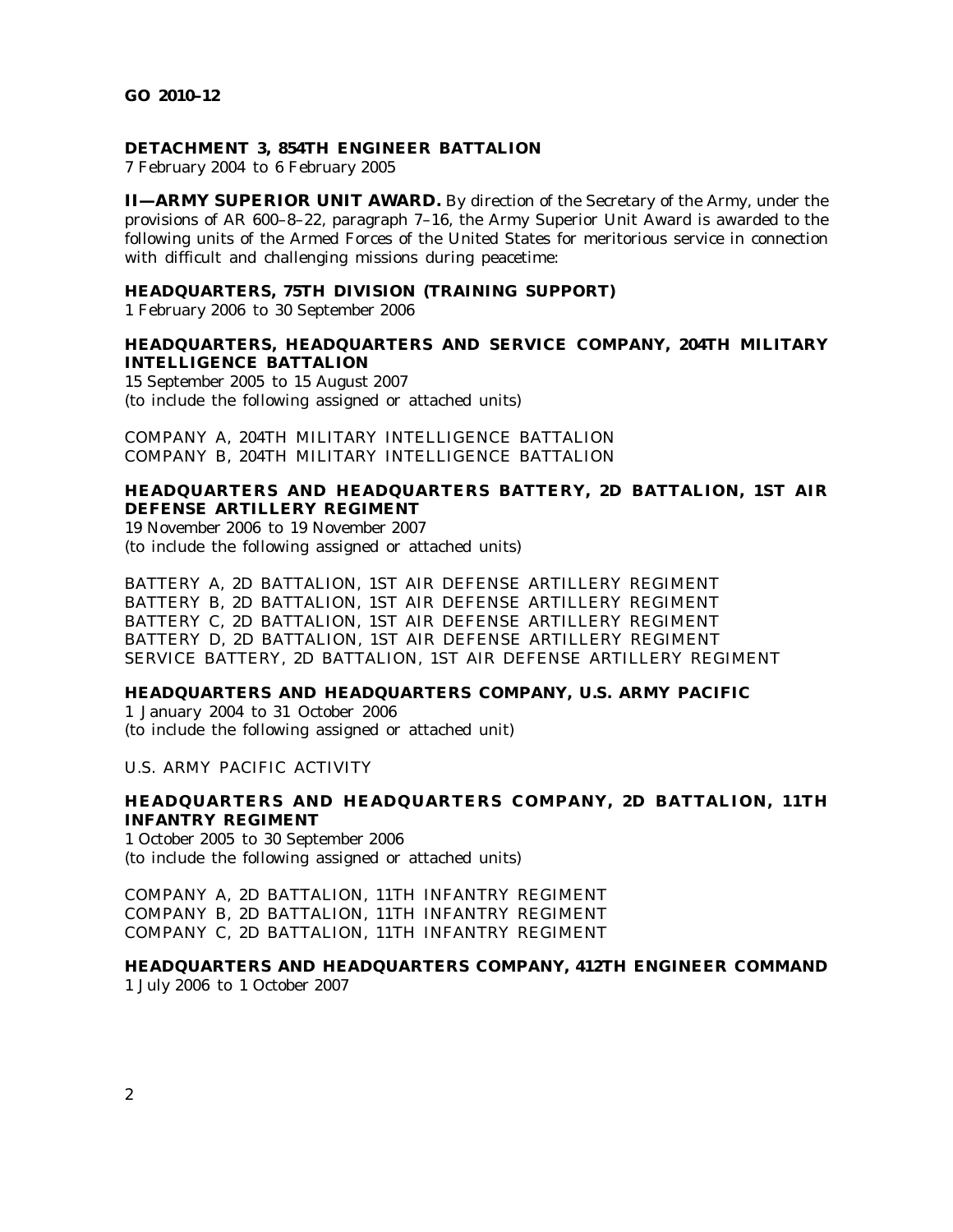**DETACHMENT 3, 854TH ENGINEER BATTALION**
7 February 2004 to 6 February 2005

**II—ARMY SUPERIOR UNIT AWARD.** By direction of the Secretary of the Army, under the provisions of AR 600–8–22, paragraph 7–16, the Army Superior Unit Award is awarded to the following units of the Armed Forces of the United States for meritorious service in connection with difficult and challenging missions during peacetime:

**HEADQUARTERS, 75TH DIVISION (TRAINING SUPPORT)**
1 February 2006 to 30 September 2006

**HEADQUARTERS, HEADQUARTERS AND SERVICE COMPANY, 204TH MILITARY INTELLIGENCE BATTALION**
15 September 2005 to 15 August 2007
(to include the following assigned or attached units)

COMPANY A, 204TH MILITARY INTELLIGENCE BATTALION
COMPANY B, 204TH MILITARY INTELLIGENCE BATTALION

**HEADQUARTERS AND HEADQUARTERS BATTERY, 2D BATTALION, 1ST AIR DEFENSE ARTILLERY REGIMENT**
19 November 2006 to 19 November 2007
(to include the following assigned or attached units)

BATTERY A, 2D BATTALION, 1ST AIR DEFENSE ARTILLERY REGIMENT
BATTERY B, 2D BATTALION, 1ST AIR DEFENSE ARTILLERY REGIMENT
BATTERY C, 2D BATTALION, 1ST AIR DEFENSE ARTILLERY REGIMENT
BATTERY D, 2D BATTALION, 1ST AIR DEFENSE ARTILLERY REGIMENT
SERVICE BATTERY, 2D BATTALION, 1ST AIR DEFENSE ARTILLERY REGIMENT

**HEADQUARTERS AND HEADQUARTERS COMPANY, U.S. ARMY PACIFIC**
1 January 2004 to 31 October 2006
(to include the following assigned or attached unit)

U.S. ARMY PACIFIC ACTIVITY

**HEADQUARTERS AND HEADQUARTERS COMPANY, 2D BATTALION, 11TH INFANTRY REGIMENT**
1 October 2005 to 30 September 2006
(to include the following assigned or attached units)

COMPANY A, 2D BATTALION, 11TH INFANTRY REGIMENT
COMPANY B, 2D BATTALION, 11TH INFANTRY REGIMENT
COMPANY C, 2D BATTALION, 11TH INFANTRY REGIMENT

**HEADQUARTERS AND HEADQUARTERS COMPANY, 412TH ENGINEER COMMAND**
1 July 2006 to 1 October 2007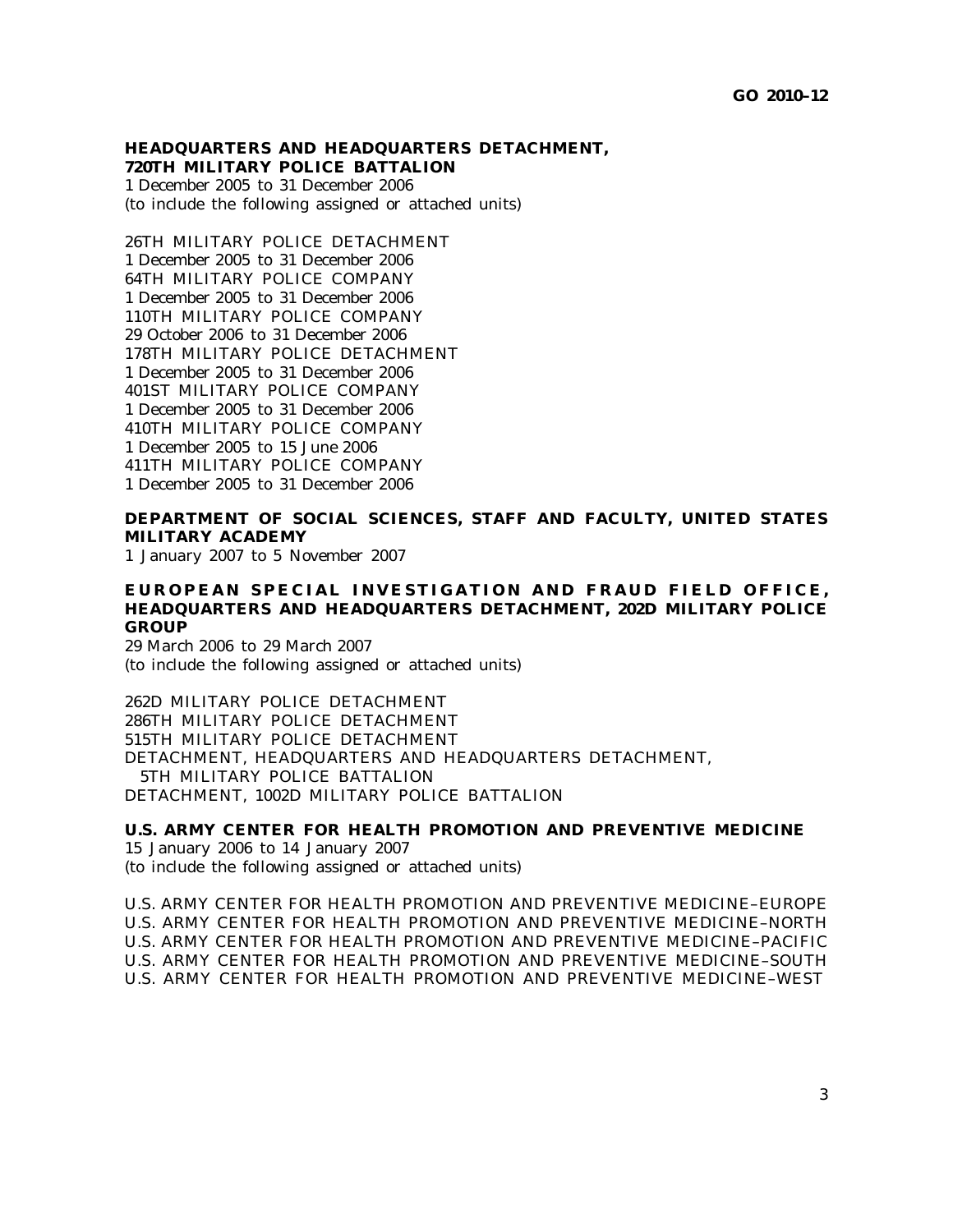**HEADQUARTERS AND HEADQUARTERS DETACHMENT, 720TH MILITARY POLICE BATTALION**
1 December 2005 to 31 December 2006
(to include the following assigned or attached units)

26TH MILITARY POLICE DETACHMENT
1 December 2005 to 31 December 2006
64TH MILITARY POLICE COMPANY
1 December 2005 to 31 December 2006
110TH MILITARY POLICE COMPANY
29 October 2006 to 31 December 2006
178TH MILITARY POLICE DETACHMENT
1 December 2005 to 31 December 2006
401ST MILITARY POLICE COMPANY
1 December 2005 to 31 December 2006
410TH MILITARY POLICE COMPANY
1 December 2005 to 15 June 2006
411TH MILITARY POLICE COMPANY
1 December 2005 to 31 December 2006

**DEPARTMENT OF SOCIAL SCIENCES, STAFF AND FACULTY, UNITED STATES MILITARY ACADEMY**
1 January 2007 to 5 November 2007

**EUROPEAN SPECIAL INVESTIGATION AND FRAUD FIELD OFFICE, HEADQUARTERS AND HEADQUARTERS DETACHMENT, 202D MILITARY POLICE GROUP**
29 March 2006 to 29 March 2007
(to include the following assigned or attached units)

262D MILITARY POLICE DETACHMENT
286TH MILITARY POLICE DETACHMENT
515TH MILITARY POLICE DETACHMENT
DETACHMENT, HEADQUARTERS AND HEADQUARTERS DETACHMENT, 5TH MILITARY POLICE BATTALION
DETACHMENT, 1002D MILITARY POLICE BATTALION

**U.S. ARMY CENTER FOR HEALTH PROMOTION AND PREVENTIVE MEDICINE**
15 January 2006 to 14 January 2007
(to include the following assigned or attached units)

U.S. ARMY CENTER FOR HEALTH PROMOTION AND PREVENTIVE MEDICINE–EUROPE
U.S. ARMY CENTER FOR HEALTH PROMOTION AND PREVENTIVE MEDICINE–NORTH
U.S. ARMY CENTER FOR HEALTH PROMOTION AND PREVENTIVE MEDICINE–PACIFIC
U.S. ARMY CENTER FOR HEALTH PROMOTION AND PREVENTIVE MEDICINE–SOUTH
U.S. ARMY CENTER FOR HEALTH PROMOTION AND PREVENTIVE MEDICINE–WEST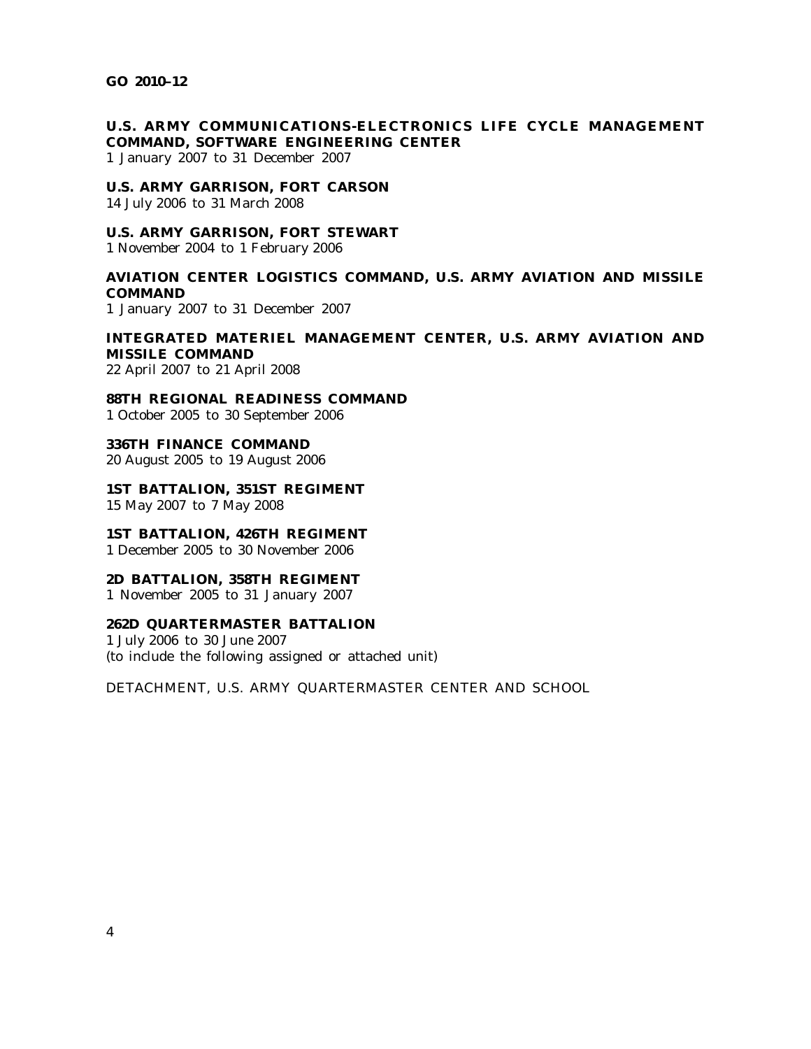**U.S. ARMY COMMUNICATIONS-ELECTRONICS LIFE CYCLE MANAGEMENT COMMAND, SOFTWARE ENGINEERING CENTER**
1 January 2007 to 31 December 2007

**U.S. ARMY GARRISON, FORT CARSON**
14 July 2006 to 31 March 2008

**U.S. ARMY GARRISON, FORT STEWART**
1 November 2004 to 1 February 2006

**AVIATION CENTER LOGISTICS COMMAND, U.S. ARMY AVIATION AND MISSILE COMMAND**
1 January 2007 to 31 December 2007

**INTEGRATED MATERIEL MANAGEMENT CENTER, U.S. ARMY AVIATION AND MISSILE COMMAND**
22 April 2007 to 21 April 2008

**88TH REGIONAL READINESS COMMAND**
1 October 2005 to 30 September 2006

**336TH FINANCE COMMAND**
20 August 2005 to 19 August 2006

**1ST BATTALION, 351ST REGIMENT**
15 May 2007 to 7 May 2008

**1ST BATTALION, 426TH REGIMENT**
1 December 2005 to 30 November 2006

**2D BATTALION, 358TH REGIMENT**
1 November 2005 to 31 January 2007

**262D QUARTERMASTER BATTALION**
1 July 2006 to 30 June 2007
(to include the following assigned or attached unit)

DETACHMENT, U.S. ARMY QUARTERMASTER CENTER AND SCHOOL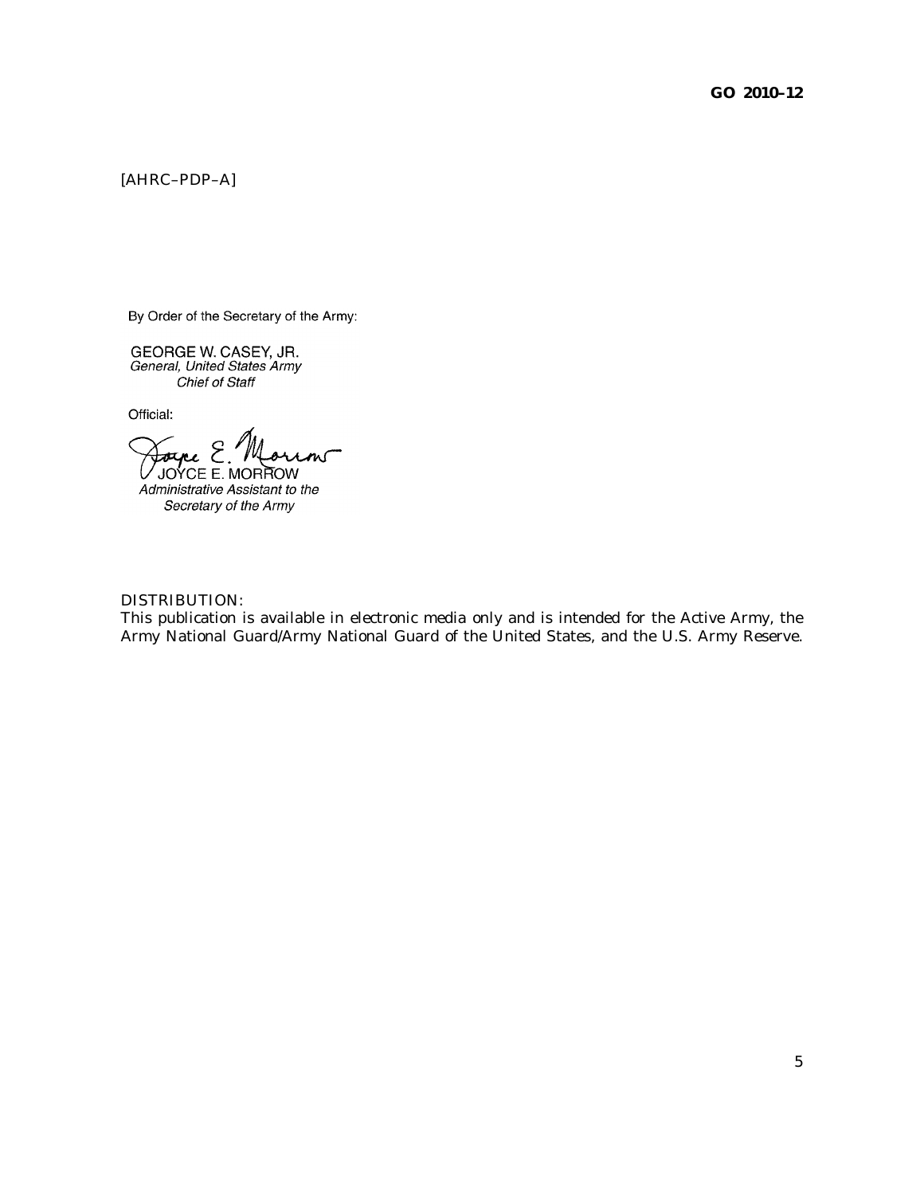[AHRC–PDP–A]

By Order of the Secretary of the Army:

GEORGE W. CASEY, JR.
*General, United States Army*
*Chief of Staff*

Official:

JOYCE E. MORROW
*Administrative Assistant to the*
*Secretary of the Army*

DISTRIBUTION:
This publication is available in electronic media only and is intended for the Active Army, the Army National Guard/Army National Guard of the United States, and the U.S. Army Reserve.